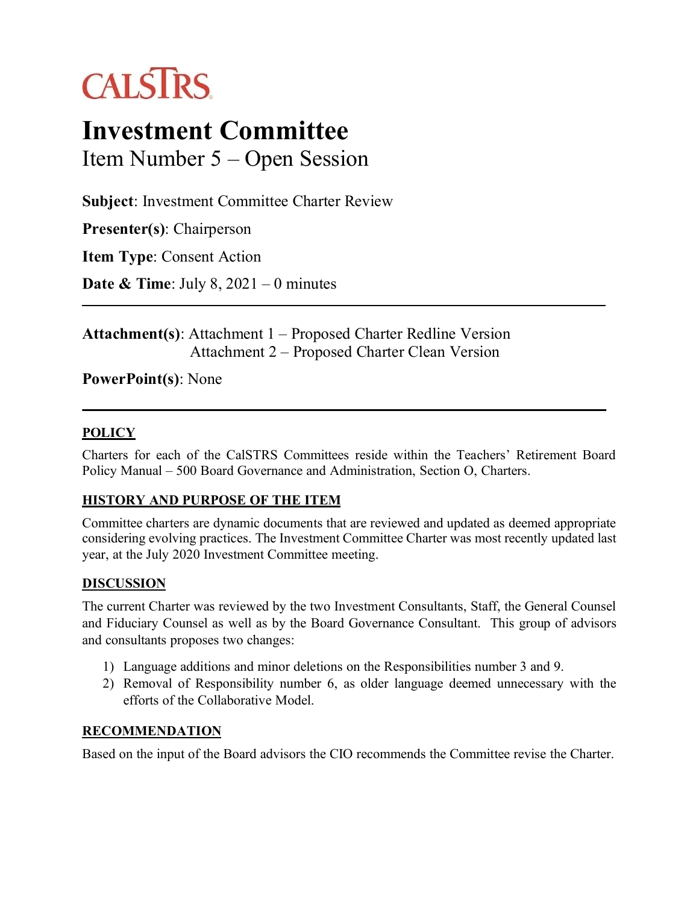CALSTRS

# Investment Committee

## Item Number 5 – Open Session

**Subject**: Investment Committee Charter Review

**Presenter(s)**: Chairperson

**Item Type**: Consent Action

**Date & Time**: July 8, 2021 – 0 minutes

---

**Attachment(s)**: Attachment 1 – Proposed Charter Redline Version
Attachment 2 – Proposed Charter Clean Version

**PowerPoint(s)**: None

---

### POLICY

Charters for each of the CalSTRS Committees reside within the Teachers' Retirement Board Policy Manual – 500 Board Governance and Administration, Section O, Charters.

### HISTORY AND PURPOSE OF THE ITEM

Committee charters are dynamic documents that are reviewed and updated as deemed appropriate considering evolving practices. The Investment Committee Charter was most recently updated last year, at the July 2020 Investment Committee meeting.

### DISCUSSION

The current Charter was reviewed by the two Investment Consultants, Staff, the General Counsel and Fiduciary Counsel as well as by the Board Governance Consultant. This group of advisors and consultants proposes two changes:

1) Language additions and minor deletions on the Responsibilities number 3 and 9.
2) Removal of Responsibility number 6, as older language deemed unnecessary with the efforts of the Collaborative Model.

### RECOMMENDATION

Based on the input of the Board advisors the CIO recommends the Committee revise the Charter.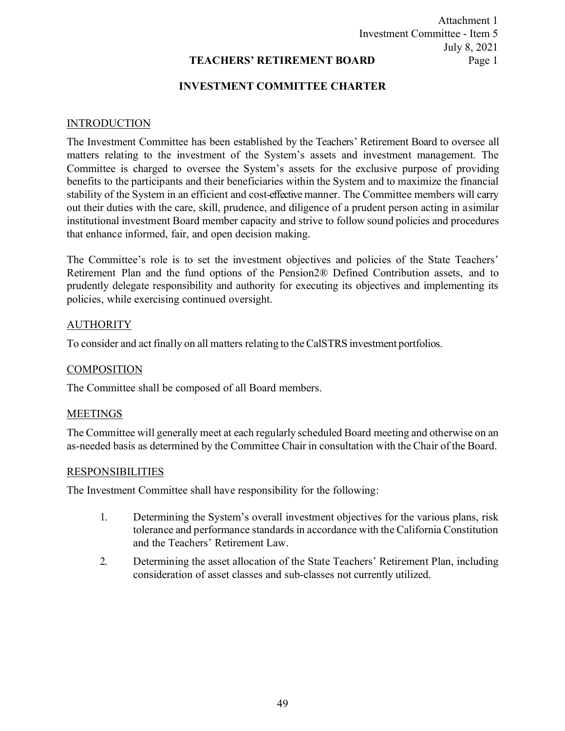# TEACHERS' RETIREMENT BOARD

## INVESTMENT COMMITTEE CHARTER

### INTRODUCTION

The Investment Committee has been established by the Teachers' Retirement Board to oversee all matters relating to the investment of the System's assets and investment management. The Committee is charged to oversee the System's assets for the exclusive purpose of providing benefits to the participants and their beneficiaries within the System and to maximize the financial stability of the System in an efficient and cost-effective manner. The Committee members will carry out their duties with the care, skill, prudence, and diligence of a prudent person acting in a similar institutional investment Board member capacity and strive to follow sound policies and procedures that enhance informed, fair, and open decision making.

The Committee's role is to set the investment objectives and policies of the State Teachers' Retirement Plan and the fund options of the Pension2® Defined Contribution assets, and to prudently delegate responsibility and authority for executing its objectives and implementing its policies, while exercising continued oversight.

### AUTHORITY

To consider and act finally on all matters relating to the CalSTRS investment portfolios.

### COMPOSITION

The Committee shall be composed of all Board members.

### MEETINGS

The Committee will generally meet at each regularly scheduled Board meeting and otherwise on an as-needed basis as determined by the Committee Chair in consultation with the Chair of the Board.

### RESPONSIBILITIES

The Investment Committee shall have responsibility for the following:

1. Determining the System's overall investment objectives for the various plans, risk tolerance and performance standards in accordance with the California Constitution and the Teachers' Retirement Law.
2. Determining the asset allocation of the State Teachers' Retirement Plan, including consideration of asset classes and sub-classes not currently utilized.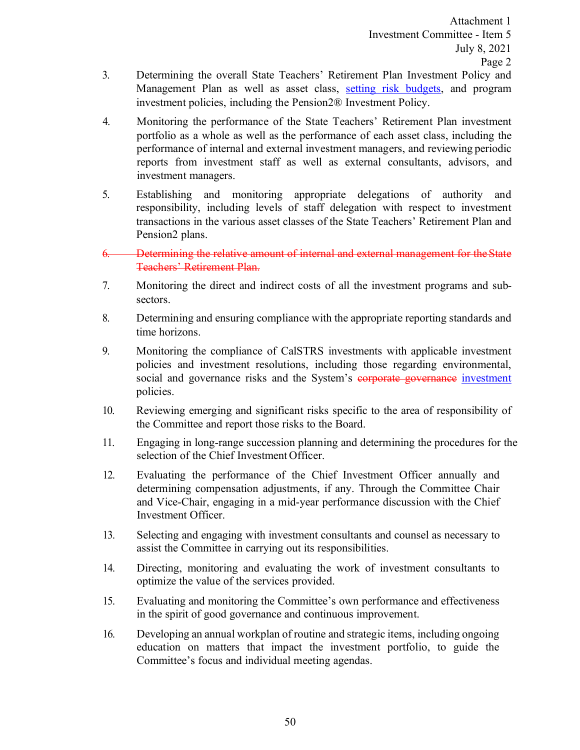3. Determining the overall State Teachers' Retirement Plan Investment Policy and Management Plan as well as asset class, setting risk budgets, and program investment policies, including the Pension2® Investment Policy.

4. Monitoring the performance of the State Teachers' Retirement Plan investment portfolio as a whole as well as the performance of each asset class, including the performance of internal and external investment managers, and reviewing periodic reports from investment staff as well as external consultants, advisors, and investment managers.

5. Establishing and monitoring appropriate delegations of authority and responsibility, including levels of staff delegation with respect to investment transactions in the various asset classes of the State Teachers' Retirement Plan and Pension2 plans.

~~6. Determining the relative amount of internal and external management for the State Teachers' Retirement Plan.~~

7. Monitoring the direct and indirect costs of all the investment programs and sub-sectors.

8. Determining and ensuring compliance with the appropriate reporting standards and time horizons.

9. Monitoring the compliance of CalSTRS investments with applicable investment policies and investment resolutions, including those regarding environmental, social and governance risks and the System's ~~corporate governance~~ investment policies.

10. Reviewing emerging and significant risks specific to the area of responsibility of the Committee and report those risks to the Board.

11. Engaging in long-range succession planning and determining the procedures for the selection of the Chief Investment Officer.

12. Evaluating the performance of the Chief Investment Officer annually and determining compensation adjustments, if any. Through the Committee Chair and Vice-Chair, engaging in a mid-year performance discussion with the Chief Investment Officer.

13. Selecting and engaging with investment consultants and counsel as necessary to assist the Committee in carrying out its responsibilities.

14. Directing, monitoring and evaluating the work of investment consultants to optimize the value of the services provided.

15. Evaluating and monitoring the Committee's own performance and effectiveness in the spirit of good governance and continuous improvement.

16. Developing an annual workplan of routine and strategic items, including ongoing education on matters that impact the investment portfolio, to guide the Committee's focus and individual meeting agendas.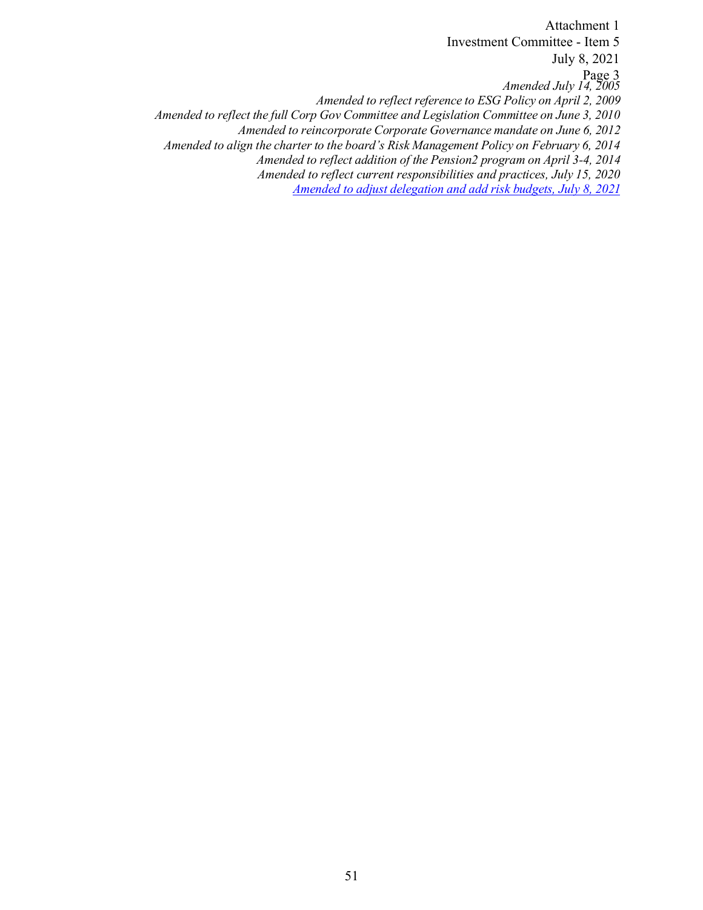*Amended July 14, 2005*

*Amended to reflect reference to ESG Policy on April 2, 2009*

*Amended to reflect the full Corp Gov Committee and Legislation Committee on June 3, 2010*

*Amended to reincorporate Corporate Governance mandate on June 6, 2012*

*Amended to align the charter to the board's Risk Management Policy on February 6, 2014*

*Amended to reflect addition of the Pension2 program on April 3-4, 2014*

*Amended to reflect current responsibilities and practices, July 15, 2020*

*Amended to adjust delegation and add risk budgets, July 8, 2021*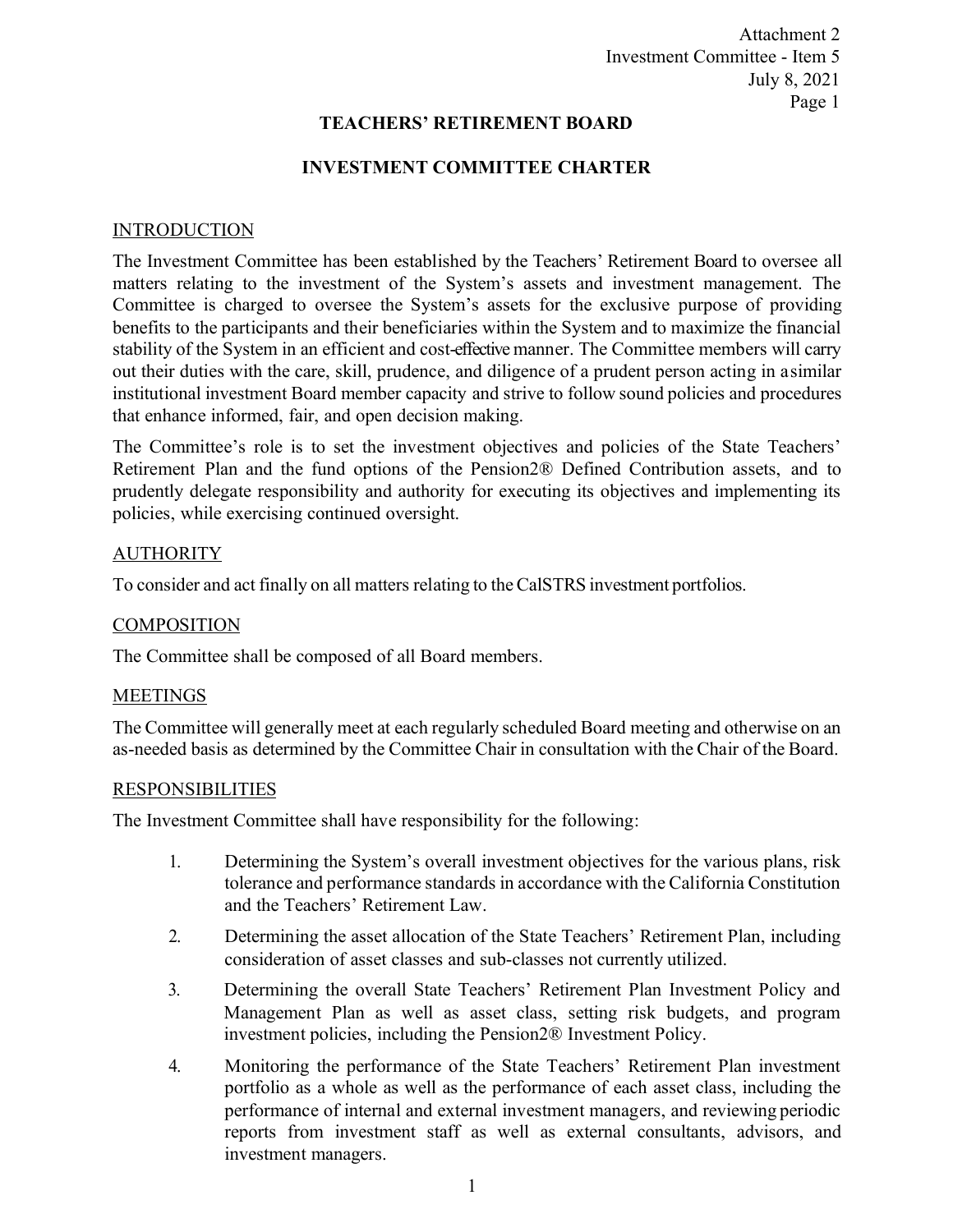# TEACHERS' RETIREMENT BOARD

## INVESTMENT COMMITTEE CHARTER

### INTRODUCTION

The Investment Committee has been established by the Teachers' Retirement Board to oversee all matters relating to the investment of the System's assets and investment management. The Committee is charged to oversee the System's assets for the exclusive purpose of providing benefits to the participants and their beneficiaries within the System and to maximize the financial stability of the System in an efficient and cost-effective manner. The Committee members will carry out their duties with the care, skill, prudence, and diligence of a prudent person acting in a similar institutional investment Board member capacity and strive to follow sound policies and procedures that enhance informed, fair, and open decision making.

The Committee's role is to set the investment objectives and policies of the State Teachers' Retirement Plan and the fund options of the Pension2® Defined Contribution assets, and to prudently delegate responsibility and authority for executing its objectives and implementing its policies, while exercising continued oversight.

### AUTHORITY

To consider and act finally on all matters relating to the CalSTRS investment portfolios.

### COMPOSITION

The Committee shall be composed of all Board members.

### MEETINGS

The Committee will generally meet at each regularly scheduled Board meeting and otherwise on an as-needed basis as determined by the Committee Chair in consultation with the Chair of the Board.

### RESPONSIBILITIES

The Investment Committee shall have responsibility for the following:

1. Determining the System's overall investment objectives for the various plans, risk tolerance and performance standards in accordance with the California Constitution and the Teachers' Retirement Law.
2. Determining the asset allocation of the State Teachers' Retirement Plan, including consideration of asset classes and sub-classes not currently utilized.
3. Determining the overall State Teachers' Retirement Plan Investment Policy and Management Plan as well as asset class, setting risk budgets, and program investment policies, including the Pension2® Investment Policy.
4. Monitoring the performance of the State Teachers' Retirement Plan investment portfolio as a whole as well as the performance of each asset class, including the performance of internal and external investment managers, and reviewing periodic reports from investment staff as well as external consultants, advisors, and investment managers.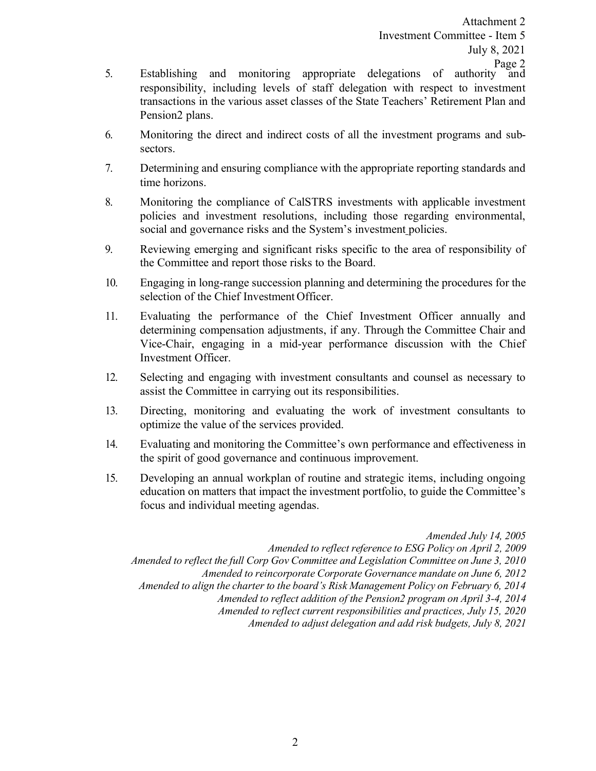5. Establishing and monitoring appropriate delegations of authority and responsibility, including levels of staff delegation with respect to investment transactions in the various asset classes of the State Teachers' Retirement Plan and Pension2 plans.

6. Monitoring the direct and indirect costs of all the investment programs and sub-sectors.

7. Determining and ensuring compliance with the appropriate reporting standards and time horizons.

8. Monitoring the compliance of CalSTRS investments with applicable investment policies and investment resolutions, including those regarding environmental, social and governance risks and the System's investment policies.

9. Reviewing emerging and significant risks specific to the area of responsibility of the Committee and report those risks to the Board.

10. Engaging in long-range succession planning and determining the procedures for the selection of the Chief Investment Officer.

11. Evaluating the performance of the Chief Investment Officer annually and determining compensation adjustments, if any. Through the Committee Chair and Vice-Chair, engaging in a mid-year performance discussion with the Chief Investment Officer.

12. Selecting and engaging with investment consultants and counsel as necessary to assist the Committee in carrying out its responsibilities.

13. Directing, monitoring and evaluating the work of investment consultants to optimize the value of the services provided.

14. Evaluating and monitoring the Committee's own performance and effectiveness in the spirit of good governance and continuous improvement.

15. Developing an annual workplan of routine and strategic items, including ongoing education on matters that impact the investment portfolio, to guide the Committee's focus and individual meeting agendas.

*Amended July 14, 2005*
*Amended to reflect reference to ESG Policy on April 2, 2009*
*Amended to reflect the full Corp Gov Committee and Legislation Committee on June 3, 2010*
*Amended to reincorporate Corporate Governance mandate on June 6, 2012*
*Amended to align the charter to the board's Risk Management Policy on February 6, 2014*
*Amended to reflect addition of the Pension2 program on April 3-4, 2014*
*Amended to reflect current responsibilities and practices, July 15, 2020*
*Amended to adjust delegation and add risk budgets, July 8, 2021*